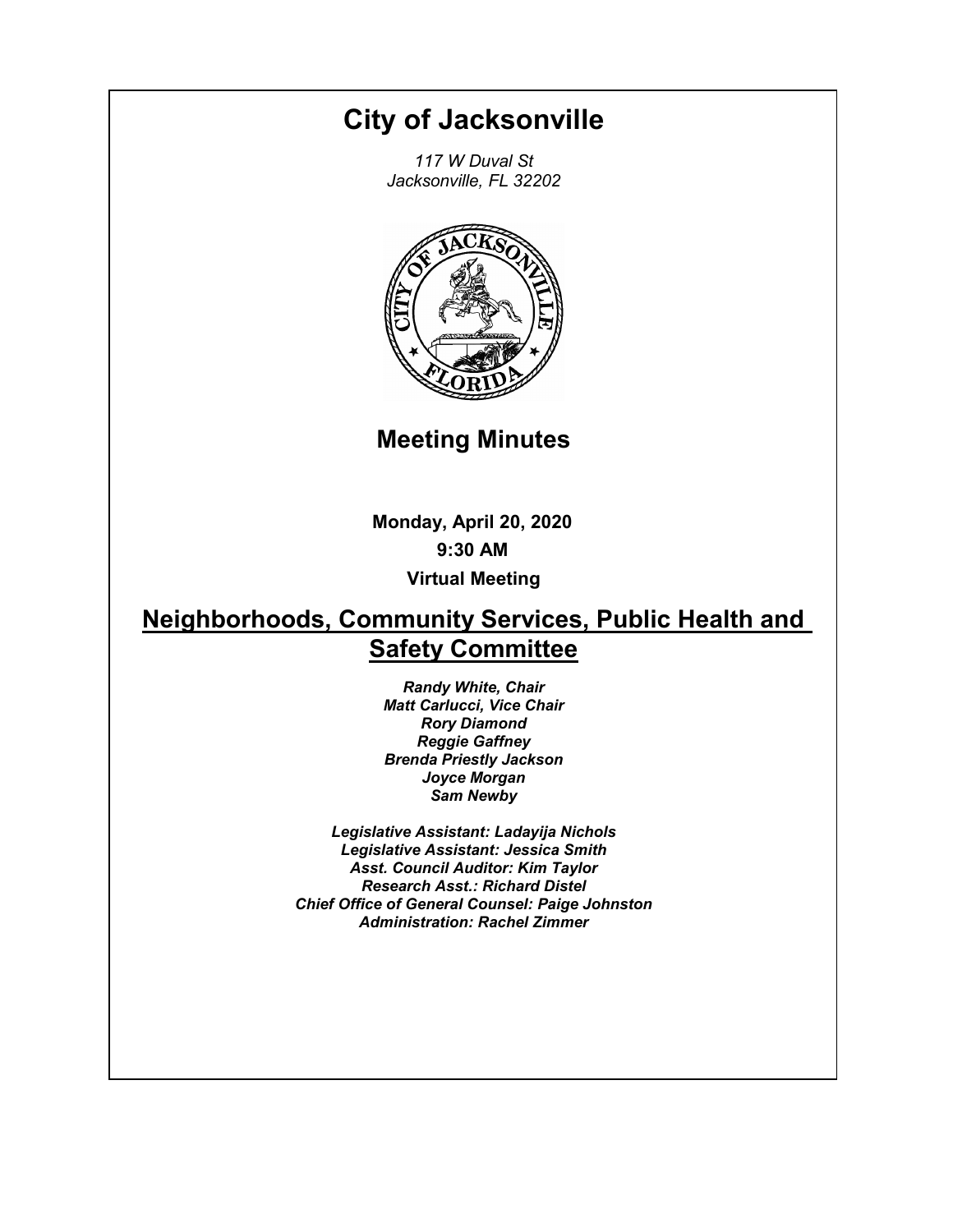# City of Jacksonville

*117 W Duval St*
*Jacksonville, FL 32202*

## Meeting Minutes

**Monday, April 20, 2020**

**9:30 AM**

**Virtual Meeting**

## Neighborhoods, Community Services, Public Health and Safety Committee

***Randy White, Chair***
***Matt Carlucci, Vice Chair***
***Rory Diamond***
***Reggie Gaffney***
***Brenda Priestly Jackson***
***Joyce Morgan***
***Sam Newby***

***Legislative Assistant: Ladayija Nichols***
***Legislative Assistant: Jessica Smith***
***Asst. Council Auditor: Kim Taylor***
***Research Asst.: Richard Distel***
***Chief Office of General Counsel: Paige Johnston***
***Administration: Rachel Zimmer***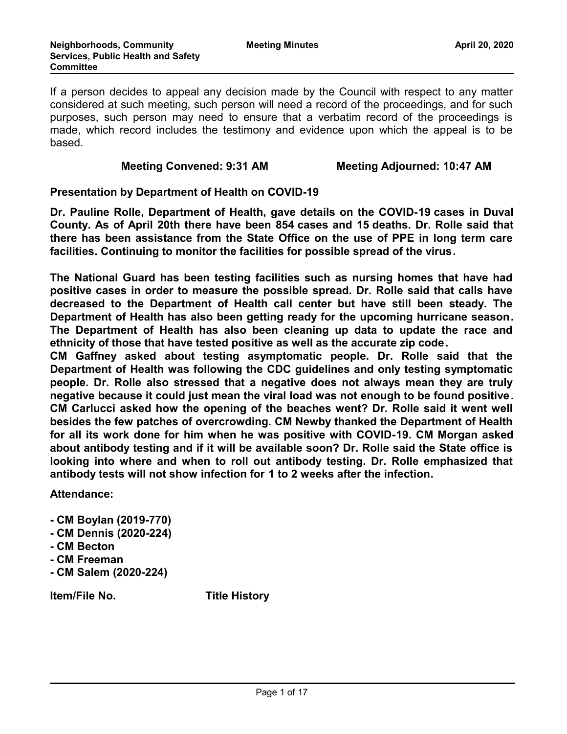If a person decides to appeal any decision made by the Council with respect to any matter considered at such meeting, such person will need a record of the proceedings, and for such purposes, such person may need to ensure that a verbatim record of the proceedings is made, which record includes the testimony and evidence upon which the appeal is to be based.

**Meeting Convened: 9:31 AM** **Meeting Adjourned: 10:47 AM**

**Presentation by Department of Health on COVID-19**

**Dr. Pauline Rolle, Department of Health, gave details on the COVID-19 cases in Duval County. As of April 20th there have been 854 cases and 15 deaths. Dr. Rolle said that there has been assistance from the State Office on the use of PPE in long term care facilities. Continuing to monitor the facilities for possible spread of the virus.**

**The National Guard has been testing facilities such as nursing homes that have had positive cases in order to measure the possible spread. Dr. Rolle said that calls have decreased to the Department of Health call center but have still been steady. The Department of Health has also been getting ready for the upcoming hurricane season. The Department of Health has also been cleaning up data to update the race and ethnicity of those that have tested positive as well as the accurate zip code.**
**CM Gaffney asked about testing asymptomatic people. Dr. Rolle said that the Department of Health was following the CDC guidelines and only testing symptomatic people. Dr. Rolle also stressed that a negative does not always mean they are truly negative because it could just mean the viral load was not enough to be found positive. CM Carlucci asked how the opening of the beaches went? Dr. Rolle said it went well besides the few patches of overcrowding. CM Newby thanked the Department of Health for all its work done for him when he was positive with COVID-19. CM Morgan asked about antibody testing and if it will be available soon? Dr. Rolle said the State office is looking into where and when to roll out antibody testing. Dr. Rolle emphasized that antibody tests will not show infection for 1 to 2 weeks after the infection.**

**Attendance:**

- **CM Boylan (2019-770)**
- **CM Dennis (2020-224)**
- **CM Becton**
- **CM Freeman**
- **CM Salem (2020-224)**

**Item/File No.** **Title History**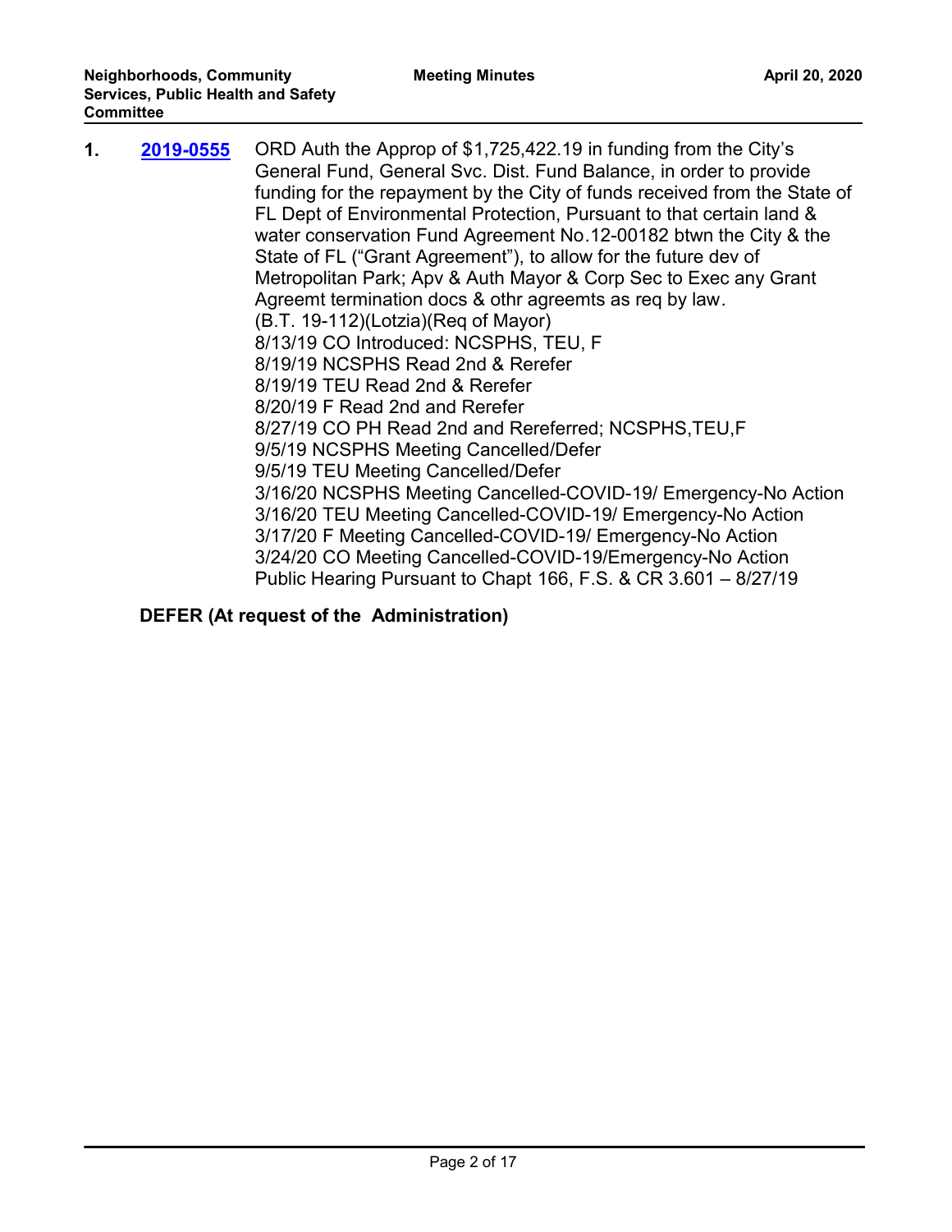1. **[2019-0555](2019-0555)** ORD Auth the Approp of $1,725,422.19 in funding from the City's General Fund, General Svc. Dist. Fund Balance, in order to provide funding for the repayment by the City of funds received from the State of FL Dept of Environmental Protection, Pursuant to that certain land & water conservation Fund Agreement No.12-00182 btwn the City & the State of FL ("Grant Agreement"), to allow for the future dev of Metropolitan Park; Apv & Auth Mayor & Corp Sec to Exec any Grant Agreemt termination docs & othr agreemts as req by law.
   (B.T. 19-112)(Lotzia)(Req of Mayor)
   8/13/19 CO Introduced: NCSPHS, TEU, F
   8/19/19 NCSPHS Read 2nd & Rerefer
   8/19/19 TEU Read 2nd & Rerefer
   8/20/19 F Read 2nd and Rerefer
   8/27/19 CO PH Read 2nd and Rereferred; NCSPHS,TEU,F
   9/5/19 NCSPHS Meeting Cancelled/Defer
   9/5/19 TEU Meeting Cancelled/Defer
   3/16/20 NCSPHS Meeting Cancelled-COVID-19/ Emergency-No Action
   3/16/20 TEU Meeting Cancelled-COVID-19/ Emergency-No Action
   3/17/20 F Meeting Cancelled-COVID-19/ Emergency-No Action
   3/24/20 CO Meeting Cancelled-COVID-19/Emergency-No Action
   Public Hearing Pursuant to Chapt 166, F.S. & CR 3.601 – 8/27/19

   **DEFER (At request of the Administration)**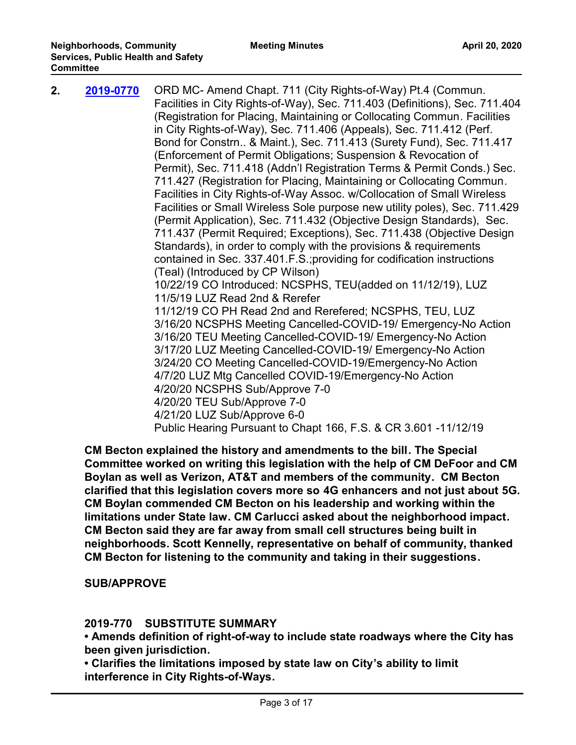**2.** **[2019-0770]** ORD MC- Amend Chapt. 711 (City Rights-of-Way) Pt.4 (Commun. Facilities in City Rights-of-Way), Sec. 711.403 (Definitions), Sec. 711.404 (Registration for Placing, Maintaining or Collocating Commun. Facilities in City Rights-of-Way), Sec. 711.406 (Appeals), Sec. 711.412 (Perf. Bond for Constrn.. & Maint.), Sec. 711.413 (Surety Fund), Sec. 711.417 (Enforcement of Permit Obligations; Suspension & Revocation of Permit), Sec. 711.418 (Addn'l Registration Terms & Permit Conds.) Sec. 711.427 (Registration for Placing, Maintaining or Collocating Commun. Facilities in City Rights-of-Way Assoc. w/Collocation of Small Wireless Facilities or Small Wireless Sole purpose new utility poles), Sec. 711.429 (Permit Application), Sec. 711.432 (Objective Design Standards), Sec. 711.437 (Permit Required; Exceptions), Sec. 711.438 (Objective Design Standards), in order to comply with the provisions & requirements contained in Sec. 337.401.F.S.;providing for codification instructions (Teal) (Introduced by CP Wilson)

10/22/19 CO Introduced: NCSPHS, TEU(added on 11/12/19), LUZ
11/5/19 LUZ Read 2nd & Rerefer
11/12/19 CO PH Read 2nd and Rerefered; NCSPHS, TEU, LUZ
3/16/20 NCSPHS Meeting Cancelled-COVID-19/ Emergency-No Action
3/16/20 TEU Meeting Cancelled-COVID-19/ Emergency-No Action
3/17/20 LUZ Meeting Cancelled-COVID-19/ Emergency-No Action
3/24/20 CO Meeting Cancelled-COVID-19/Emergency-No Action
4/7/20 LUZ Mtg Cancelled COVID-19/Emergency-No Action
4/20/20 NCSPHS Sub/Approve 7-0
4/20/20 TEU Sub/Approve 7-0
4/21/20 LUZ Sub/Approve 6-0
Public Hearing Pursuant to Chapt 166, F.S. & CR 3.601 -11/12/19

**CM Becton explained the history and amendments to the bill. The Special Committee worked on writing this legislation with the help of CM DeFoor and CM Boylan as well as Verizon, AT&T and members of the community. CM Becton clarified that this legislation covers more so 4G enhancers and not just about 5G. CM Boylan commended CM Becton on his leadership and working within the limitations under State law. CM Carlucci asked about the neighborhood impact. CM Becton said they are far away from small cell structures being built in neighborhoods. Scott Kennelly, representative on behalf of community, thanked CM Becton for listening to the community and taking in their suggestions.**

**SUB/APPROVE**

**2019-770 SUBSTITUTE SUMMARY**

- **Amends definition of right-of-way to include state roadways where the City has been given jurisdiction.**
- **Clarifies the limitations imposed by state law on City's ability to limit interference in City Rights-of-Ways.**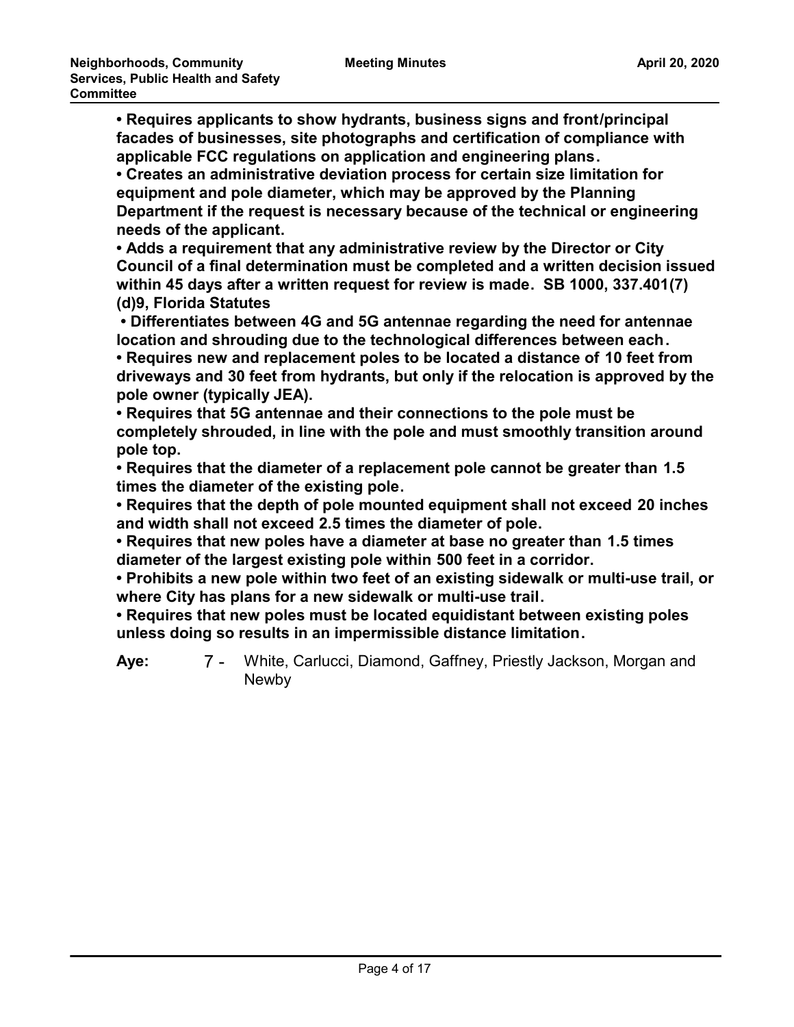**• Requires applicants to show hydrants, business signs and front/principal facades of businesses, site photographs and certification of compliance with applicable FCC regulations on application and engineering plans.**
**• Creates an administrative deviation process for certain size limitation for equipment and pole diameter, which may be approved by the Planning Department if the request is necessary because of the technical or engineering needs of the applicant.**
**• Adds a requirement that any administrative review by the Director or City Council of a final determination must be completed and a written decision issued within 45 days after a written request for review is made. SB 1000, 337.401(7)(d)9, Florida Statutes**
**• Differentiates between 4G and 5G antennae regarding the need for antennae location and shrouding due to the technological differences between each.**
**• Requires new and replacement poles to be located a distance of 10 feet from driveways and 30 feet from hydrants, but only if the relocation is approved by the pole owner (typically JEA).**
**• Requires that 5G antennae and their connections to the pole must be completely shrouded, in line with the pole and must smoothly transition around pole top.**
**• Requires that the diameter of a replacement pole cannot be greater than 1.5 times the diameter of the existing pole.**
**• Requires that the depth of pole mounted equipment shall not exceed 20 inches and width shall not exceed 2.5 times the diameter of pole.**
**• Requires that new poles have a diameter at base no greater than 1.5 times diameter of the largest existing pole within 500 feet in a corridor.**
**• Prohibits a new pole within two feet of an existing sidewalk or multi-use trail, or where City has plans for a new sidewalk or multi-use trail.**
**• Requires that new poles must be located equidistant between existing poles unless doing so results in an impermissible distance limitation.**

**Aye:** 7 - White, Carlucci, Diamond, Gaffney, Priestly Jackson, Morgan and Newby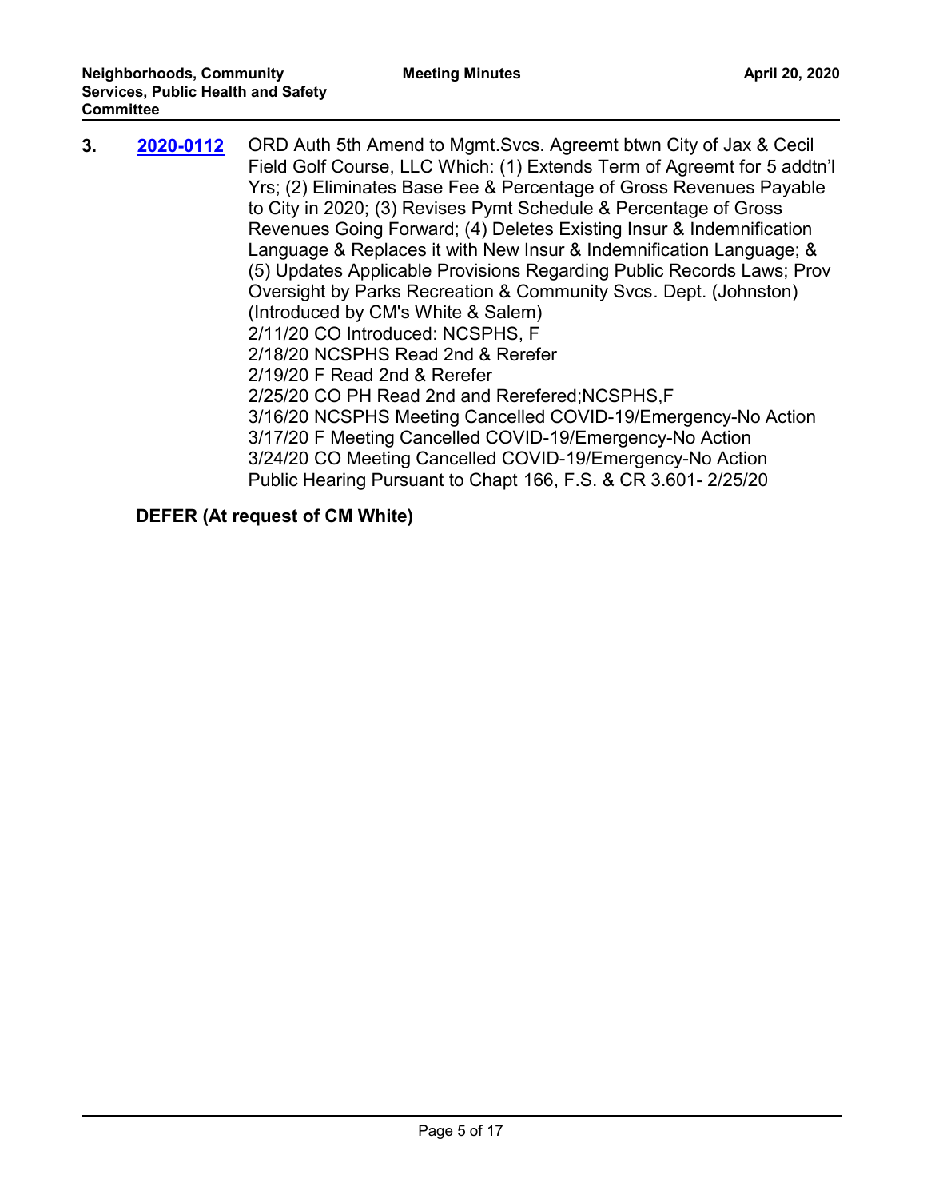**3.** **2020-0112** ORD Auth 5th Amend to Mgmt.Svcs. Agreemt btwn City of Jax & Cecil Field Golf Course, LLC Which: (1) Extends Term of Agreemt for 5 addtn'l Yrs; (2) Eliminates Base Fee & Percentage of Gross Revenues Payable to City in 2020; (3) Revises Pymt Schedule & Percentage of Gross Revenues Going Forward; (4) Deletes Existing Insur & Indemnification Language & Replaces it with New Insur & Indemnification Language; & (5) Updates Applicable Provisions Regarding Public Records Laws; Prov Oversight by Parks Recreation & Community Svcs. Dept. (Johnston) (Introduced by CM's White & Salem)

2/11/20 CO Introduced: NCSPHS, F
2/18/20 NCSPHS Read 2nd & Rerefer
2/19/20 F Read 2nd & Rerefer
2/25/20 CO PH Read 2nd and Rerefered;NCSPHS,F
3/16/20 NCSPHS Meeting Cancelled COVID-19/Emergency-No Action
3/17/20 F Meeting Cancelled COVID-19/Emergency-No Action
3/24/20 CO Meeting Cancelled COVID-19/Emergency-No Action
Public Hearing Pursuant to Chapt 166, F.S. & CR 3.601- 2/25/20

**DEFER (At request of CM White)**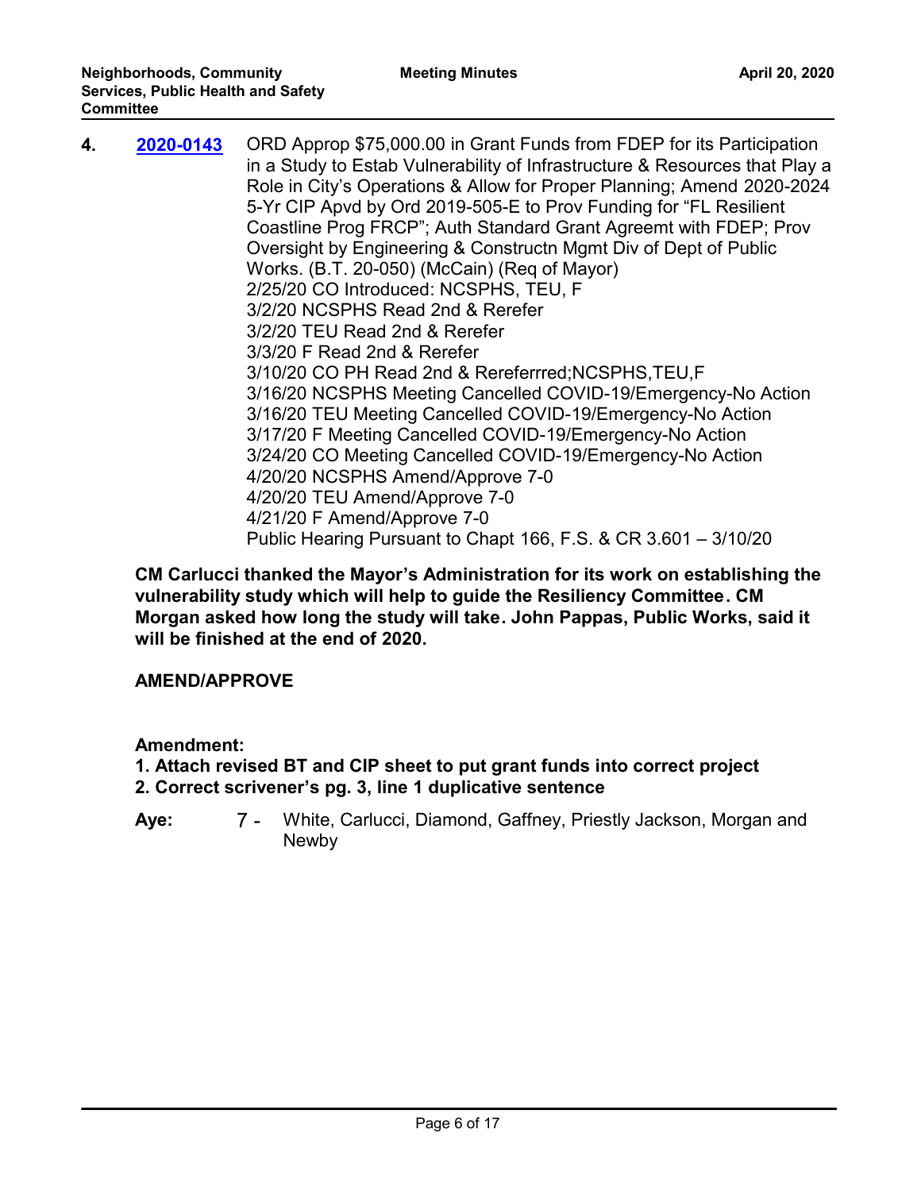**4.** **2020-0143** ORD Approp $75,000.00 in Grant Funds from FDEP for its Participation in a Study to Estab Vulnerability of Infrastructure & Resources that Play a Role in City's Operations & Allow for Proper Planning; Amend 2020-2024 5-Yr CIP Apvd by Ord 2019-505-E to Prov Funding for "FL Resilient Coastline Prog FRCP"; Auth Standard Grant Agreemt with FDEP; Prov Oversight by Engineering & Constructn Mgmt Div of Dept of Public Works. (B.T. 20-050) (McCain) (Req of Mayor)
2/25/20 CO Introduced: NCSPHS, TEU, F
3/2/20 NCSPHS Read 2nd & Rerefer
3/2/20 TEU Read 2nd & Rerefer
3/3/20 F Read 2nd & Rerefer
3/10/20 CO PH Read 2nd & Rereferrred;NCSPHS,TEU,F
3/16/20 NCSPHS Meeting Cancelled COVID-19/Emergency-No Action
3/16/20 TEU Meeting Cancelled COVID-19/Emergency-No Action
3/17/20 F Meeting Cancelled COVID-19/Emergency-No Action
3/24/20 CO Meeting Cancelled COVID-19/Emergency-No Action
4/20/20 NCSPHS Amend/Approve 7-0
4/20/20 TEU Amend/Approve 7-0
4/21/20 F Amend/Approve 7-0
Public Hearing Pursuant to Chapt 166, F.S. & CR 3.601 – 3/10/20

**CM Carlucci thanked the Mayor's Administration for its work on establishing the vulnerability study which will help to guide the Resiliency Committee. CM Morgan asked how long the study will take. John Pappas, Public Works, said it will be finished at the end of 2020.**

**AMEND/APPROVE**

**Amendment:**
**1. Attach revised BT and CIP sheet to put grant funds into correct project**
**2. Correct scrivener's pg. 3, line 1 duplicative sentence**

**Aye:** 7 - White, Carlucci, Diamond, Gaffney, Priestly Jackson, Morgan and Newby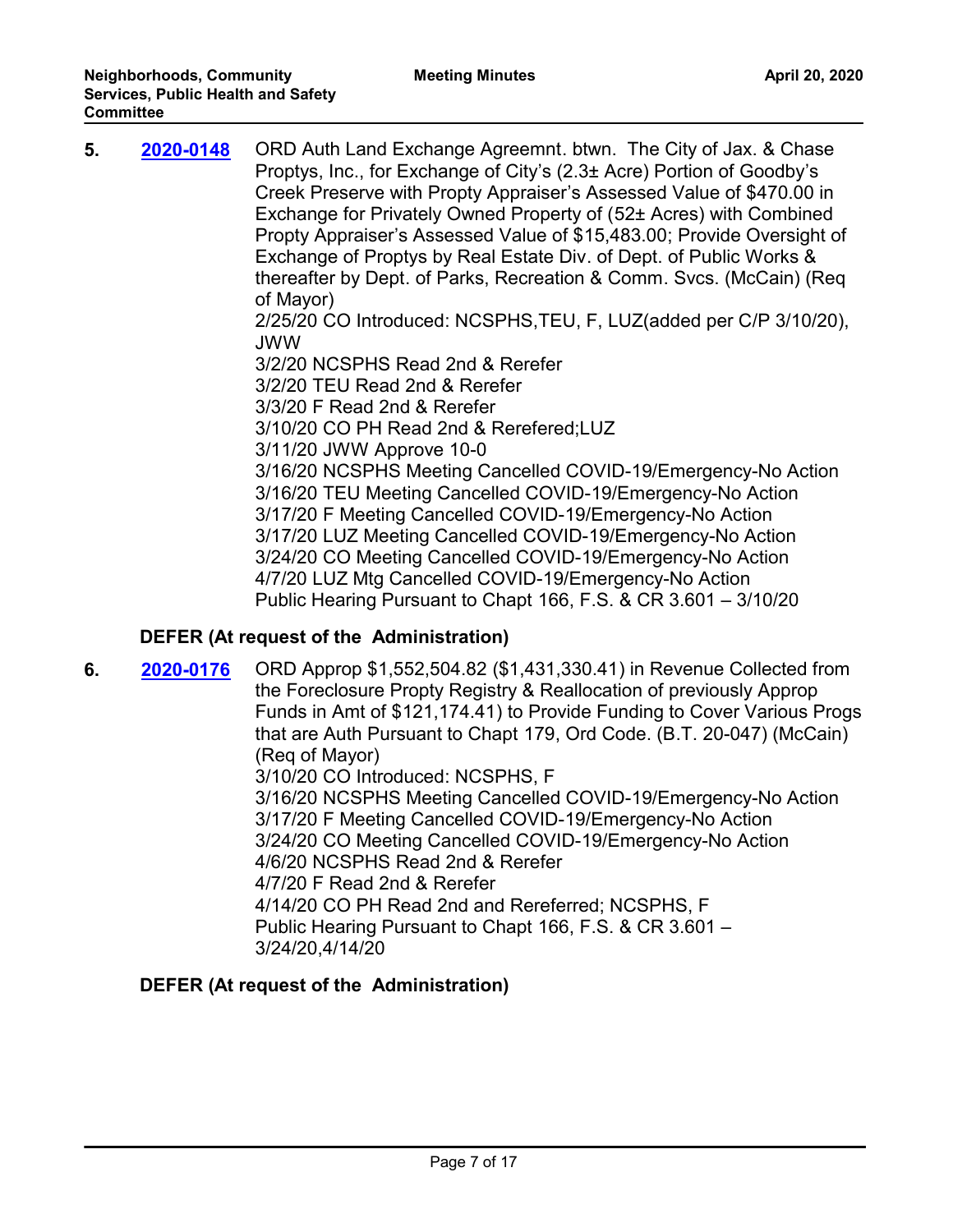**5.** **2020-0148** ORD Auth Land Exchange Agreemnt. btwn. The City of Jax. & Chase Proptys, Inc., for Exchange of City's (2.3± Acre) Portion of Goodby's Creek Preserve with Propty Appraiser's Assessed Value of $470.00 in Exchange for Privately Owned Property of (52± Acres) with Combined Propty Appraiser's Assessed Value of $15,483.00; Provide Oversight of Exchange of Proptys by Real Estate Div. of Dept. of Public Works & thereafter by Dept. of Parks, Recreation & Comm. Svcs. (McCain) (Req of Mayor)

2/25/20 CO Introduced: NCSPHS,TEU, F, LUZ(added per C/P 3/10/20), JWW

3/2/20 NCSPHS Read 2nd & Rerefer

3/2/20 TEU Read 2nd & Rerefer

3/3/20 F Read 2nd & Rerefer

3/10/20 CO PH Read 2nd & Rerefered;LUZ

3/11/20 JWW Approve 10-0

3/16/20 NCSPHS Meeting Cancelled COVID-19/Emergency-No Action

3/16/20 TEU Meeting Cancelled COVID-19/Emergency-No Action

3/17/20 F Meeting Cancelled COVID-19/Emergency-No Action

3/17/20 LUZ Meeting Cancelled COVID-19/Emergency-No Action

3/24/20 CO Meeting Cancelled COVID-19/Emergency-No Action

4/7/20 LUZ Mtg Cancelled COVID-19/Emergency-No Action

Public Hearing Pursuant to Chapt 166, F.S. & CR 3.601 – 3/10/20

**DEFER (At request of the Administration)**

**6.** **2020-0176** ORD Approp $1,552,504.82 ($1,431,330.41) in Revenue Collected from the Foreclosure Propty Registry & Reallocation of previously Approp Funds in Amt of $121,174.41) to Provide Funding to Cover Various Progs that are Auth Pursuant to Chapt 179, Ord Code. (B.T. 20-047) (McCain) (Req of Mayor)

3/10/20 CO Introduced: NCSPHS, F

3/16/20 NCSPHS Meeting Cancelled COVID-19/Emergency-No Action

3/17/20 F Meeting Cancelled COVID-19/Emergency-No Action

3/24/20 CO Meeting Cancelled COVID-19/Emergency-No Action

4/6/20 NCSPHS Read 2nd & Rerefer

4/7/20 F Read 2nd & Rerefer

4/14/20 CO PH Read 2nd and Rereferred; NCSPHS, F

Public Hearing Pursuant to Chapt 166, F.S. & CR 3.601 – 3/24/20,4/14/20

**DEFER (At request of the Administration)**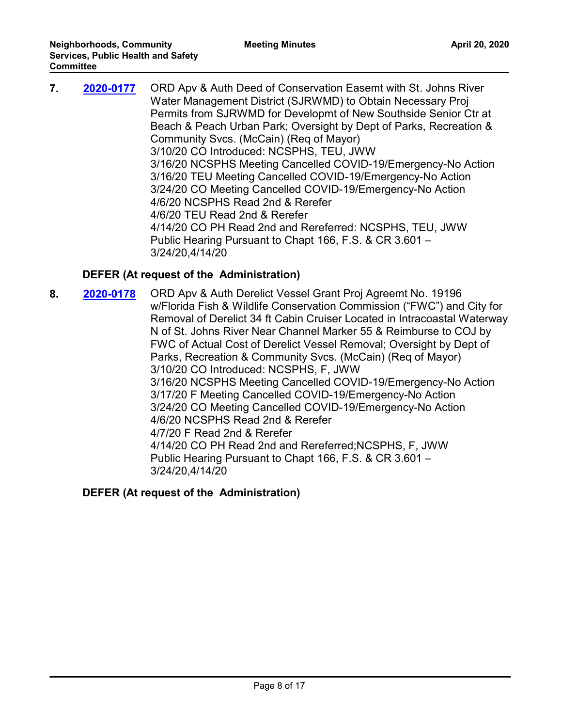**7.** **2020-0177** ORD Apv & Auth Deed of Conservation Easemt with St. Johns River Water Management District (SJRWMD) to Obtain Necessary Proj Permits from SJRWMD for Developmt of New Southside Senior Ctr at Beach & Peach Urban Park; Oversight by Dept of Parks, Recreation & Community Svcs. (McCain) (Req of Mayor)
3/10/20 CO Introduced: NCSPHS, TEU, JWW
3/16/20 NCSPHS Meeting Cancelled COVID-19/Emergency-No Action
3/16/20 TEU Meeting Cancelled COVID-19/Emergency-No Action
3/24/20 CO Meeting Cancelled COVID-19/Emergency-No Action
4/6/20 NCSPHS Read 2nd & Rerefer
4/6/20 TEU Read 2nd & Rerefer
4/14/20 CO PH Read 2nd and Rereferred: NCSPHS, TEU, JWW
Public Hearing Pursuant to Chapt 166, F.S. & CR 3.601 – 3/24/20,4/14/20

**DEFER (At request of the Administration)**

**8.** **2020-0178** ORD Apv & Auth Derelict Vessel Grant Proj Agreemt No. 19196 w/Florida Fish & Wildlife Conservation Commission ("FWC") and City for Removal of Derelict 34 ft Cabin Cruiser Located in Intracoastal Waterway N of St. Johns River Near Channel Marker 55 & Reimburse to COJ by FWC of Actual Cost of Derelict Vessel Removal; Oversight by Dept of Parks, Recreation & Community Svcs. (McCain) (Req of Mayor)
3/10/20 CO Introduced: NCSPHS, F, JWW
3/16/20 NCSPHS Meeting Cancelled COVID-19/Emergency-No Action
3/17/20 F Meeting Cancelled COVID-19/Emergency-No Action
3/24/20 CO Meeting Cancelled COVID-19/Emergency-No Action
4/6/20 NCSPHS Read 2nd & Rerefer
4/7/20 F Read 2nd & Rerefer
4/14/20 CO PH Read 2nd and Rereferred;NCSPHS, F, JWW
Public Hearing Pursuant to Chapt 166, F.S. & CR 3.601 – 3/24/20,4/14/20

**DEFER (At request of the Administration)**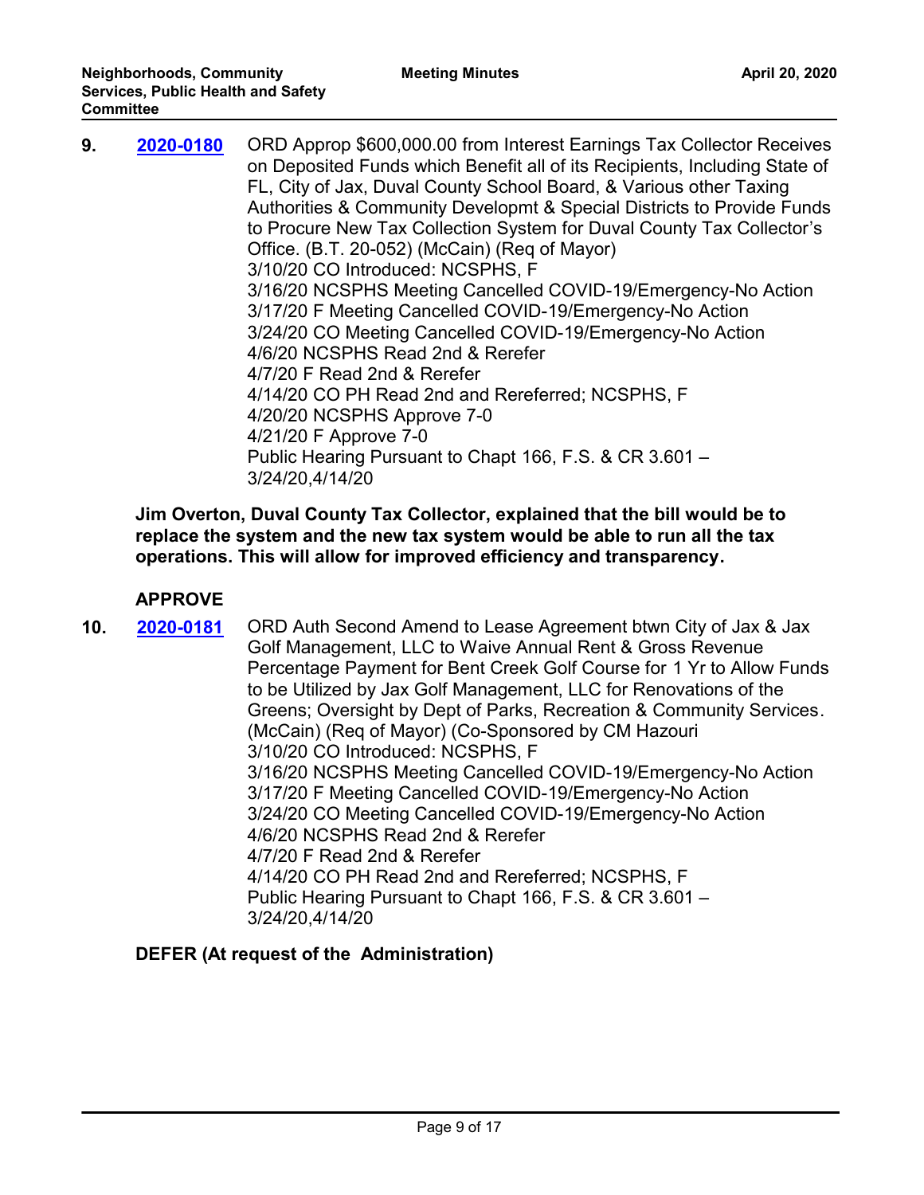**9.** **2020-0180** ORD Approp $600,000.00 from Interest Earnings Tax Collector Receives on Deposited Funds which Benefit all of its Recipients, Including State of FL, City of Jax, Duval County School Board, & Various other Taxing Authorities & Community Developmt & Special Districts to Provide Funds to Procure New Tax Collection System for Duval County Tax Collector's Office. (B.T. 20-052) (McCain) (Req of Mayor)
3/10/20 CO Introduced: NCSPHS, F
3/16/20 NCSPHS Meeting Cancelled COVID-19/Emergency-No Action
3/17/20 F Meeting Cancelled COVID-19/Emergency-No Action
3/24/20 CO Meeting Cancelled COVID-19/Emergency-No Action
4/6/20 NCSPHS Read 2nd & Rerefer
4/7/20 F Read 2nd & Rerefer
4/14/20 CO PH Read 2nd and Rereferred; NCSPHS, F
4/20/20 NCSPHS Approve 7-0
4/21/20 F Approve 7-0
Public Hearing Pursuant to Chapt 166, F.S. & CR 3.601 – 3/24/20,4/14/20

**Jim Overton, Duval County Tax Collector, explained that the bill would be to replace the system and the new tax system would be able to run all the tax operations. This will allow for improved efficiency and transparency.**

**APPROVE**

**10.** **2020-0181** ORD Auth Second Amend to Lease Agreement btwn City of Jax & Jax Golf Management, LLC to Waive Annual Rent & Gross Revenue Percentage Payment for Bent Creek Golf Course for 1 Yr to Allow Funds to be Utilized by Jax Golf Management, LLC for Renovations of the Greens; Oversight by Dept of Parks, Recreation & Community Services. (McCain) (Req of Mayor) (Co-Sponsored by CM Hazouri
3/10/20 CO Introduced: NCSPHS, F
3/16/20 NCSPHS Meeting Cancelled COVID-19/Emergency-No Action
3/17/20 F Meeting Cancelled COVID-19/Emergency-No Action
3/24/20 CO Meeting Cancelled COVID-19/Emergency-No Action
4/6/20 NCSPHS Read 2nd & Rerefer
4/7/20 F Read 2nd & Rerefer
4/14/20 CO PH Read 2nd and Rereferred; NCSPHS, F
Public Hearing Pursuant to Chapt 166, F.S. & CR 3.601 – 3/24/20,4/14/20

**DEFER (At request of the Administration)**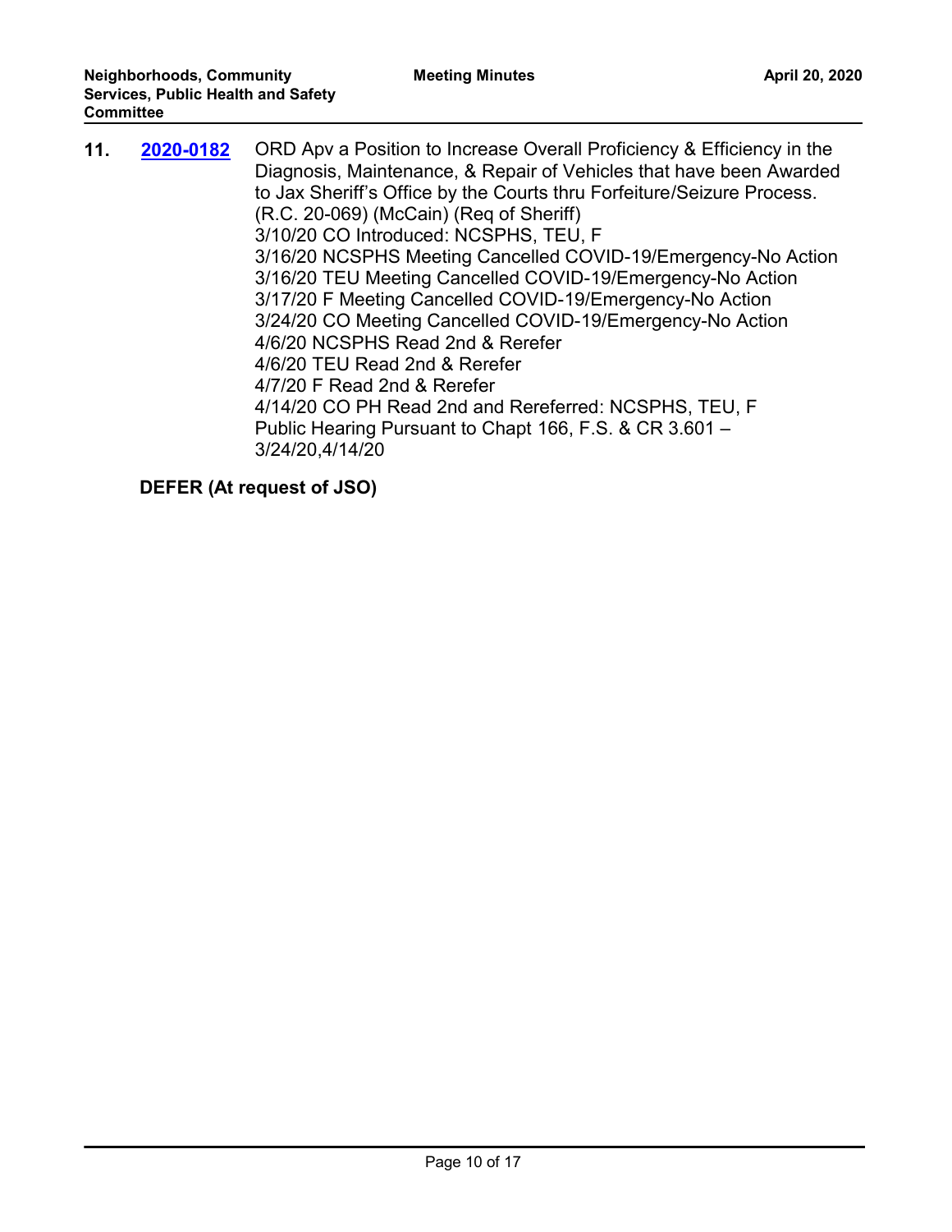**11.** **2020-0182** ORD Apv a Position to Increase Overall Proficiency & Efficiency in the Diagnosis, Maintenance, & Repair of Vehicles that have been Awarded to Jax Sheriff's Office by the Courts thru Forfeiture/Seizure Process. (R.C. 20-069) (McCain) (Req of Sheriff)
3/10/20 CO Introduced: NCSPHS, TEU, F
3/16/20 NCSPHS Meeting Cancelled COVID-19/Emergency-No Action
3/16/20 TEU Meeting Cancelled COVID-19/Emergency-No Action
3/17/20 F Meeting Cancelled COVID-19/Emergency-No Action
3/24/20 CO Meeting Cancelled COVID-19/Emergency-No Action
4/6/20 NCSPHS Read 2nd & Rerefer
4/6/20 TEU Read 2nd & Rerefer
4/7/20 F Read 2nd & Rerefer
4/14/20 CO PH Read 2nd and Rereferred: NCSPHS, TEU, F
Public Hearing Pursuant to Chapt 166, F.S. & CR 3.601 – 3/24/20,4/14/20

**DEFER (At request of JSO)**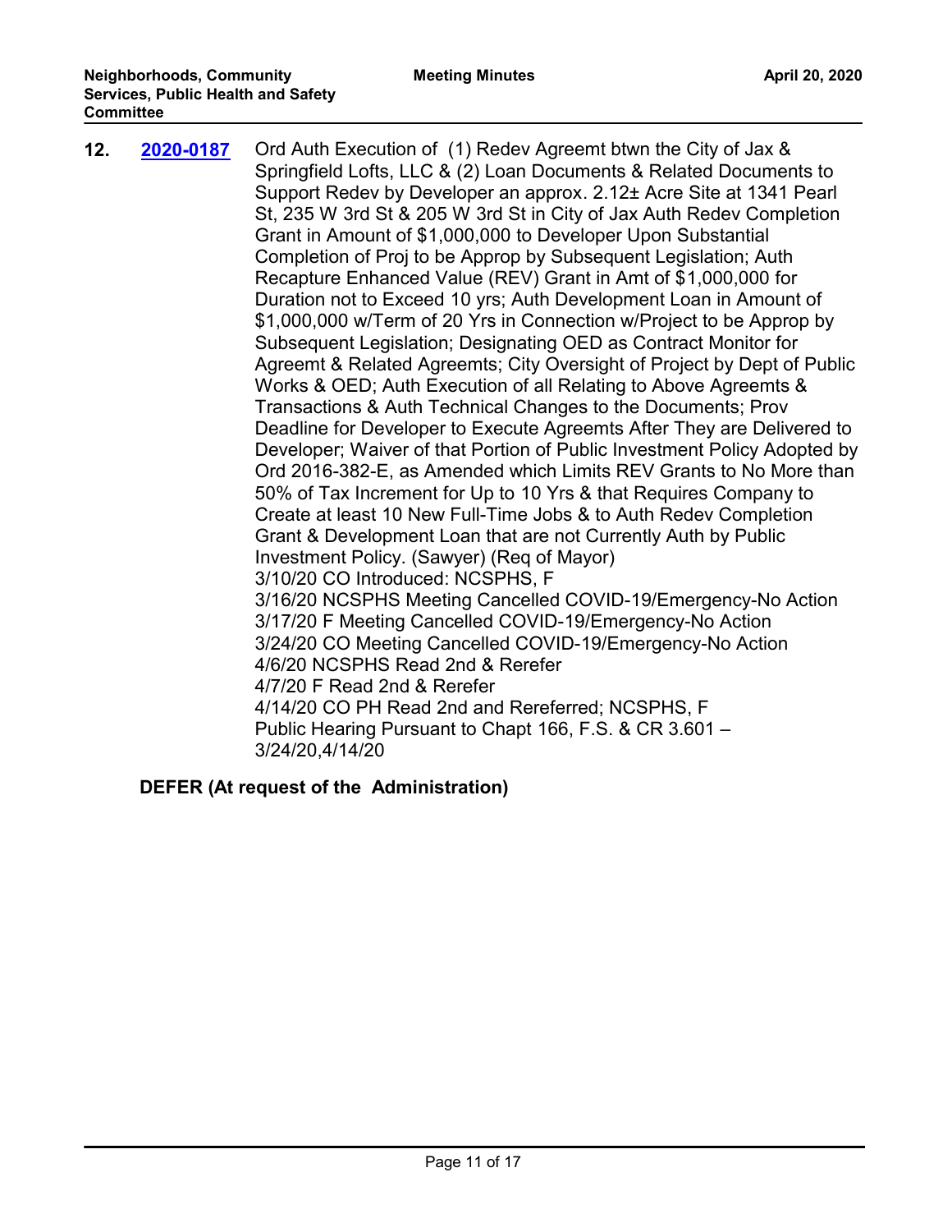**12.** **2020-0187** Ord Auth Execution of (1) Redev Agreemt btwn the City of Jax & Springfield Lofts, LLC & (2) Loan Documents & Related Documents to Support Redev by Developer an approx. 2.12± Acre Site at 1341 Pearl St, 235 W 3rd St & 205 W 3rd St in City of Jax Auth Redev Completion Grant in Amount of $1,000,000 to Developer Upon Substantial Completion of Proj to be Approp by Subsequent Legislation; Auth Recapture Enhanced Value (REV) Grant in Amt of $1,000,000 for Duration not to Exceed 10 yrs; Auth Development Loan in Amount of $1,000,000 w/Term of 20 Yrs in Connection w/Project to be Approp by Subsequent Legislation; Designating OED as Contract Monitor for Agreemt & Related Agreemts; City Oversight of Project by Dept of Public Works & OED; Auth Execution of all Relating to Above Agreements & Transactions & Auth Technical Changes to the Documents; Prov Deadline for Developer to Execute Agreemts After They are Delivered to Developer; Waiver of that Portion of Public Investment Policy Adopted by Ord 2016-382-E, as Amended which Limits REV Grants to No More than 50% of Tax Increment for Up to 10 Yrs & that Requires Company to Create at least 10 New Full-Time Jobs & to Auth Redev Completion Grant & Development Loan that are not Currently Auth by Public Investment Policy. (Sawyer) (Req of Mayor)
3/10/20 CO Introduced: NCSPHS, F
3/16/20 NCSPHS Meeting Cancelled COVID-19/Emergency-No Action
3/17/20 F Meeting Cancelled COVID-19/Emergency-No Action
3/24/20 CO Meeting Cancelled COVID-19/Emergency-No Action
4/6/20 NCSPHS Read 2nd & Rerefer
4/7/20 F Read 2nd & Rerefer
4/14/20 CO PH Read 2nd and Rereferred; NCSPHS, F
Public Hearing Pursuant to Chapt 166, F.S. & CR 3.601 – 3/24/20,4/14/20

**DEFER (At request of the Administration)**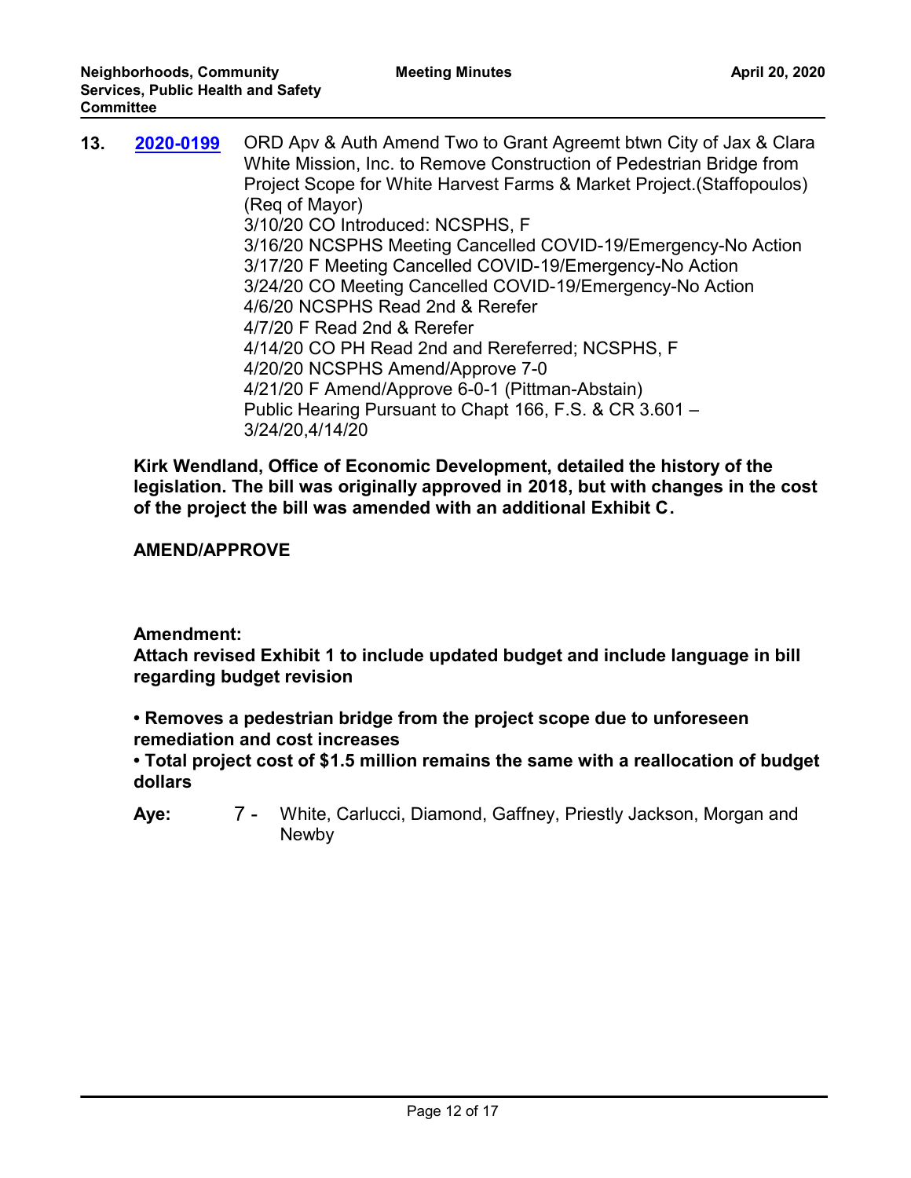**13. [2020-0199]** ORD Apv & Auth Amend Two to Grant Agreemt btwn City of Jax & Clara White Mission, Inc. to Remove Construction of Pedestrian Bridge from Project Scope for White Harvest Farms & Market Project.(Staffopoulos) (Req of Mayor)
3/10/20 CO Introduced: NCSPHS, F
3/16/20 NCSPHS Meeting Cancelled COVID-19/Emergency-No Action
3/17/20 F Meeting Cancelled COVID-19/Emergency-No Action
3/24/20 CO Meeting Cancelled COVID-19/Emergency-No Action
4/6/20 NCSPHS Read 2nd & Rerefer
4/7/20 F Read 2nd & Rerefer
4/14/20 CO PH Read 2nd and Rereferred; NCSPHS, F
4/20/20 NCSPHS Amend/Approve 7-0
4/21/20 F Amend/Approve 6-0-1 (Pittman-Abstain)
Public Hearing Pursuant to Chapt 166, F.S. & CR 3.601 – 3/24/20,4/14/20

**Kirk Wendland, Office of Economic Development, detailed the history of the legislation. The bill was originally approved in 2018, but with changes in the cost of the project the bill was amended with an additional Exhibit C.**

**AMEND/APPROVE**

**Amendment:**
**Attach revised Exhibit 1 to include updated budget and include language in bill regarding budget revision**

**• Removes a pedestrian bridge from the project scope due to unforeseen remediation and cost increases**
**• Total project cost of $1.5 million remains the same with a reallocation of budget dollars**

**Aye:** 7 - White, Carlucci, Diamond, Gaffney, Priestly Jackson, Morgan and Newby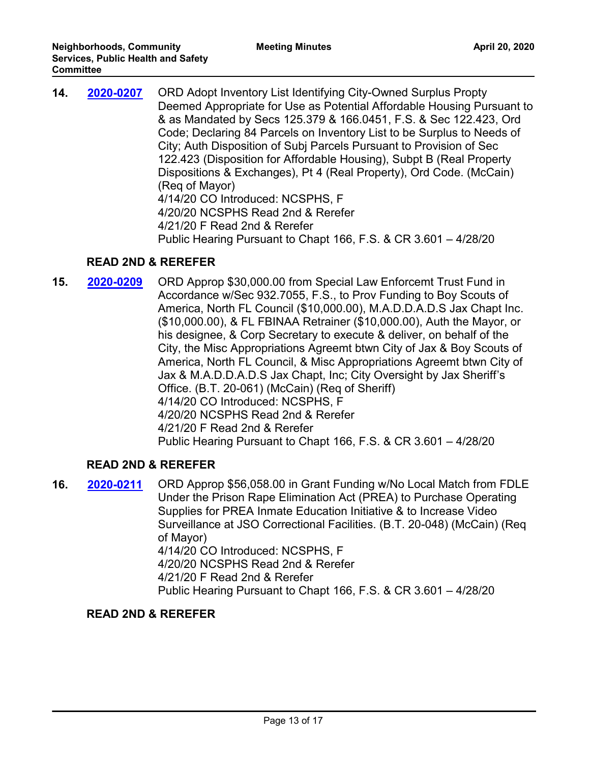**14.** **2020-0207** ORD Adopt Inventory List Identifying City-Owned Surplus Propty Deemed Appropriate for Use as Potential Affordable Housing Pursuant to & as Mandated by Secs 125.379 & 166.0451, F.S. & Sec 122.423, Ord Code; Declaring 84 Parcels on Inventory List to be Surplus to Needs of City; Auth Disposition of Subj Parcels Pursuant to Provision of Sec 122.423 (Disposition for Affordable Housing), Subpt B (Real Property Dispositions & Exchanges), Pt 4 (Real Property), Ord Code. (McCain) (Req of Mayor)
4/14/20 CO Introduced: NCSPHS, F
4/20/20 NCSPHS Read 2nd & Rerefer
4/21/20 F Read 2nd & Rerefer
Public Hearing Pursuant to Chapt 166, F.S. & CR 3.601 – 4/28/20

**READ 2ND & REREFER**

**15.** **2020-0209** ORD Approp $30,000.00 from Special Law Enforcemt Trust Fund in Accordance w/Sec 932.7055, F.S., to Prov Funding to Boy Scouts of America, North FL Council ($10,000.00), M.A.D.D.A.D.S Jax Chapt Inc. ($10,000.00), & FL FBINAA Retrainer ($10,000.00), Auth the Mayor, or his designee, & Corp Secretary to execute & deliver, on behalf of the City, the Misc Appropriations Agreemt btwn City of Jax & Boy Scouts of America, North FL Council, & Misc Appropriations Agreemt btwn City of Jax & M.A.D.D.A.D.S Jax Chapt, Inc; City Oversight by Jax Sheriff's Office. (B.T. 20-061) (McCain) (Req of Sheriff)
4/14/20 CO Introduced: NCSPHS, F
4/20/20 NCSPHS Read 2nd & Rerefer
4/21/20 F Read 2nd & Rerefer
Public Hearing Pursuant to Chapt 166, F.S. & CR 3.601 – 4/28/20

**READ 2ND & REREFER**

**16.** **2020-0211** ORD Approp $56,058.00 in Grant Funding w/No Local Match from FDLE Under the Prison Rape Elimination Act (PREA) to Purchase Operating Supplies for PREA Inmate Education Initiative & to Increase Video Surveillance at JSO Correctional Facilities. (B.T. 20-048) (McCain) (Req of Mayor)
4/14/20 CO Introduced: NCSPHS, F
4/20/20 NCSPHS Read 2nd & Rerefer
4/21/20 F Read 2nd & Rerefer
Public Hearing Pursuant to Chapt 166, F.S. & CR 3.601 – 4/28/20

**READ 2ND & REREFER**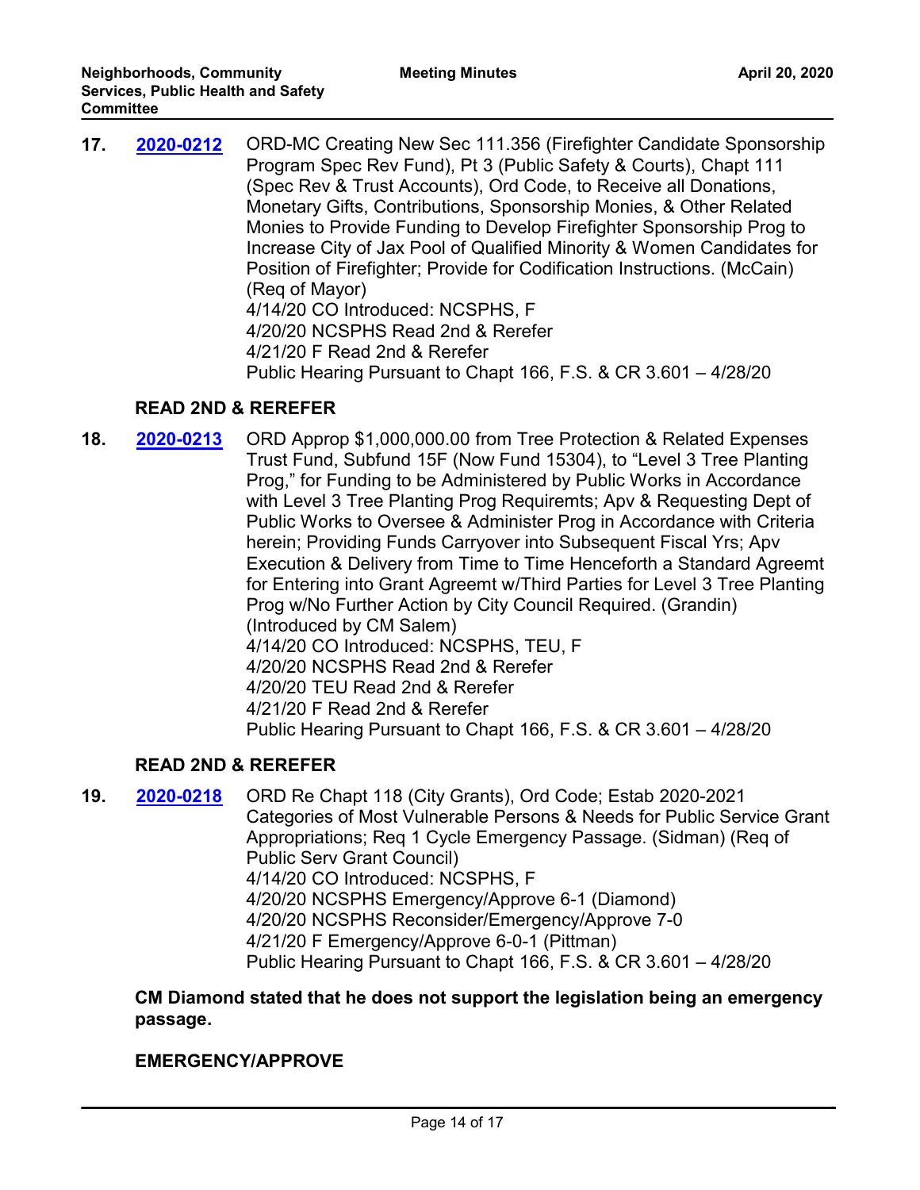**17.** **2020-0212** ORD-MC Creating New Sec 111.356 (Firefighter Candidate Sponsorship Program Spec Rev Fund), Pt 3 (Public Safety & Courts), Chapt 111 (Spec Rev & Trust Accounts), Ord Code, to Receive all Donations, Monetary Gifts, Contributions, Sponsorship Monies, & Other Related Monies to Provide Funding to Develop Firefighter Sponsorship Prog to Increase City of Jax Pool of Qualified Minority & Women Candidates for Position of Firefighter; Provide for Codification Instructions. (McCain) (Req of Mayor)
4/14/20 CO Introduced: NCSPHS, F
4/20/20 NCSPHS Read 2nd & Rerefer
4/21/20 F Read 2nd & Rerefer
Public Hearing Pursuant to Chapt 166, F.S. & CR 3.601 – 4/28/20

**READ 2ND & REREFER**

**18.** **2020-0213** ORD Approp $1,000,000.00 from Tree Protection & Related Expenses Trust Fund, Subfund 15F (Now Fund 15304), to "Level 3 Tree Planting Prog," for Funding to be Administered by Public Works in Accordance with Level 3 Tree Planting Prog Requiremts; Apv & Requesting Dept of Public Works to Oversee & Administer Prog in Accordance with Criteria herein; Providing Funds Carryover into Subsequent Fiscal Yrs; Apv Execution & Delivery from Time to Time Henceforth a Standard Agreemt for Entering into Grant Agreemt w/Third Parties for Level 3 Tree Planting Prog w/No Further Action by City Council Required. (Grandin) (Introduced by CM Salem)
4/14/20 CO Introduced: NCSPHS, TEU, F
4/20/20 NCSPHS Read 2nd & Rerefer
4/20/20 TEU Read 2nd & Rerefer
4/21/20 F Read 2nd & Rerefer
Public Hearing Pursuant to Chapt 166, F.S. & CR 3.601 – 4/28/20

**READ 2ND & REREFER**

**19.** **2020-0218** ORD Re Chapt 118 (City Grants), Ord Code; Estab 2020-2021 Categories of Most Vulnerable Persons & Needs for Public Service Grant Appropriations; Req 1 Cycle Emergency Passage. (Sidman) (Req of Public Serv Grant Council)
4/14/20 CO Introduced: NCSPHS, F
4/20/20 NCSPHS Emergency/Approve 6-1 (Diamond)
4/20/20 NCSPHS Reconsider/Emergency/Approve 7-0
4/21/20 F Emergency/Approve 6-0-1 (Pittman)
Public Hearing Pursuant to Chapt 166, F.S. & CR 3.601 – 4/28/20

**CM Diamond stated that he does not support the legislation being an emergency passage.**

**EMERGENCY/APPROVE**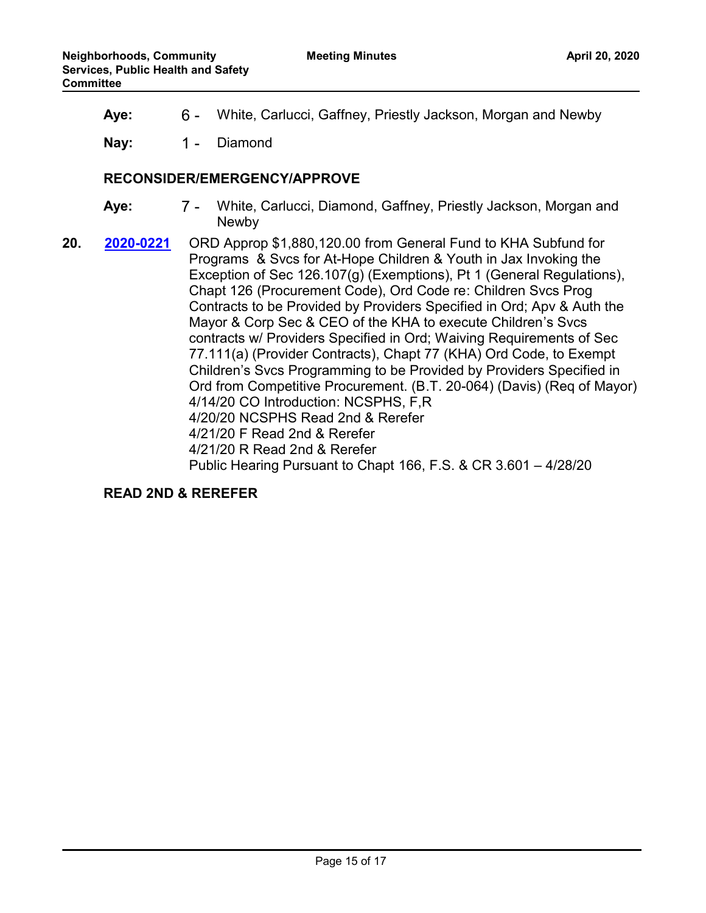**Aye:** 6 - White, Carlucci, Gaffney, Priestly Jackson, Morgan and Newby

**Nay:** 1 - Diamond

**RECONSIDER/EMERGENCY/APPROVE**

**Aye:** 7 - White, Carlucci, Diamond, Gaffney, Priestly Jackson, Morgan and Newby

**20.** **2020-0221** ORD Approp $1,880,120.00 from General Fund to KHA Subfund for Programs & Svcs for At-Hope Children & Youth in Jax Invoking the Exception of Sec 126.107(g) (Exemptions), Pt 1 (General Regulations), Chapt 126 (Procurement Code), Ord Code re: Children Svcs Prog Contracts to be Provided by Providers Specified in Ord; Apv & Auth the Mayor & Corp Sec & CEO of the KHA to execute Children's Svcs contracts w/ Providers Specified in Ord; Waiving Requirements of Sec 77.111(a) (Provider Contracts), Chapt 77 (KHA) Ord Code, to Exempt Children's Svcs Programming to be Provided by Providers Specified in Ord from Competitive Procurement. (B.T. 20-064) (Davis) (Req of Mayor)
4/14/20 CO Introduction: NCSPHS, F,R
4/20/20 NCSPHS Read 2nd & Rerefer
4/21/20 F Read 2nd & Rerefer
4/21/20 R Read 2nd & Rerefer
Public Hearing Pursuant to Chapt 166, F.S. & CR 3.601 – 4/28/20

**READ 2ND & REREFER**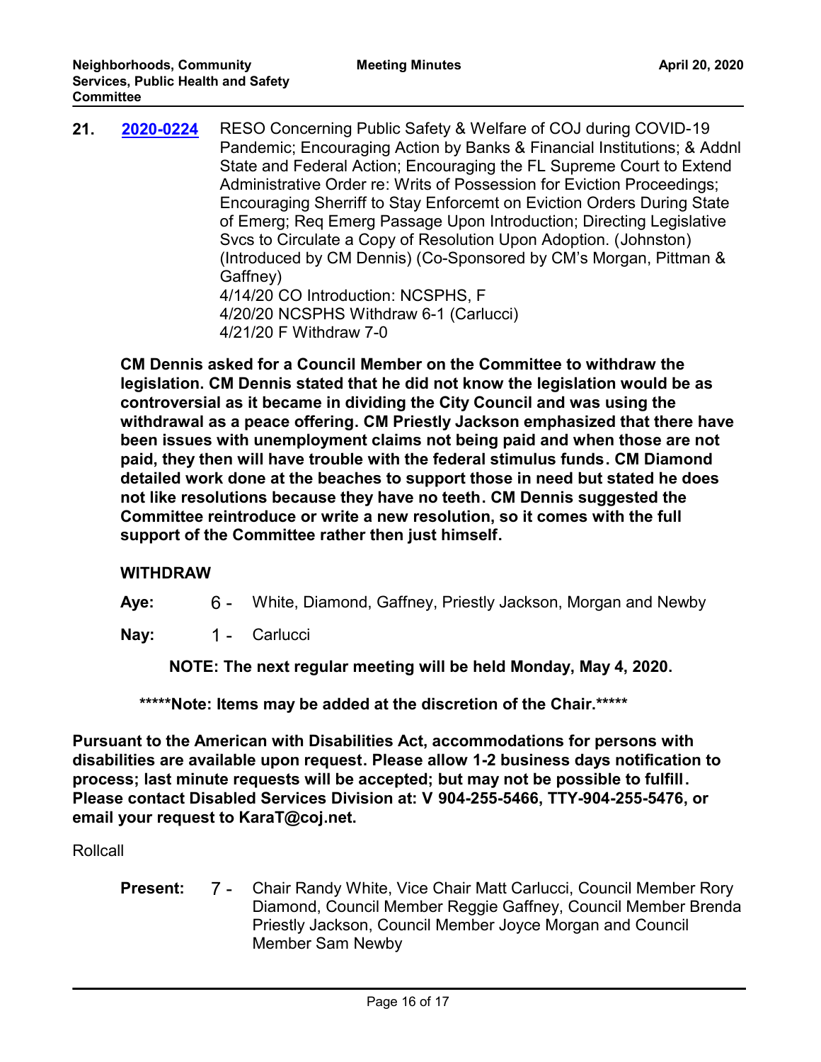**21.** **2020-0224** RESO Concerning Public Safety & Welfare of COJ during COVID-19 Pandemic; Encouraging Action by Banks & Financial Institutions; & Addnl State and Federal Action; Encouraging the FL Supreme Court to Extend Administrative Order re: Writs of Possession for Eviction Proceedings; Encouraging Sherriff to Stay Enforcemt on Eviction Orders During State of Emerg; Req Emerg Passage Upon Introduction; Directing Legislative Svcs to Circulate a Copy of Resolution Upon Adoption. (Johnston) (Introduced by CM Dennis) (Co-Sponsored by CM's Morgan, Pittman & Gaffney)
4/14/20 CO Introduction: NCSPHS, F
4/20/20 NCSPHS Withdraw 6-1 (Carlucci)
4/21/20 F Withdraw 7-0

**CM Dennis asked for a Council Member on the Committee to withdraw the legislation. CM Dennis stated that he did not know the legislation would be as controversial as it became in dividing the City Council and was using the withdrawal as a peace offering. CM Priestly Jackson emphasized that there have been issues with unemployment claims not being paid and when those are not paid, they then will have trouble with the federal stimulus funds. CM Diamond detailed work done at the beaches to support those in need but stated he does not like resolutions because they have no teeth. CM Dennis suggested the Committee reintroduce or write a new resolution, so it comes with the full support of the Committee rather then just himself.**

**WITHDRAW**

**Aye:** 6 - White, Diamond, Gaffney, Priestly Jackson, Morgan and Newby

**Nay:** 1 - Carlucci

**NOTE: The next regular meeting will be held Monday, May 4, 2020.**

*****Note: Items may be added at the discretion of the Chair.*****

**Pursuant to the American with Disabilities Act, accommodations for persons with disabilities are available upon request. Please allow 1-2 business days notification to process; last minute requests will be accepted; but may not be possible to fulfill. Please contact Disabled Services Division at: V 904-255-5466, TTY-904-255-5476, or email your request to KaraT@coj.net.**

Rollcall

**Present:** 7 - Chair Randy White, Vice Chair Matt Carlucci, Council Member Rory Diamond, Council Member Reggie Gaffney, Council Member Brenda Priestly Jackson, Council Member Joyce Morgan and Council Member Sam Newby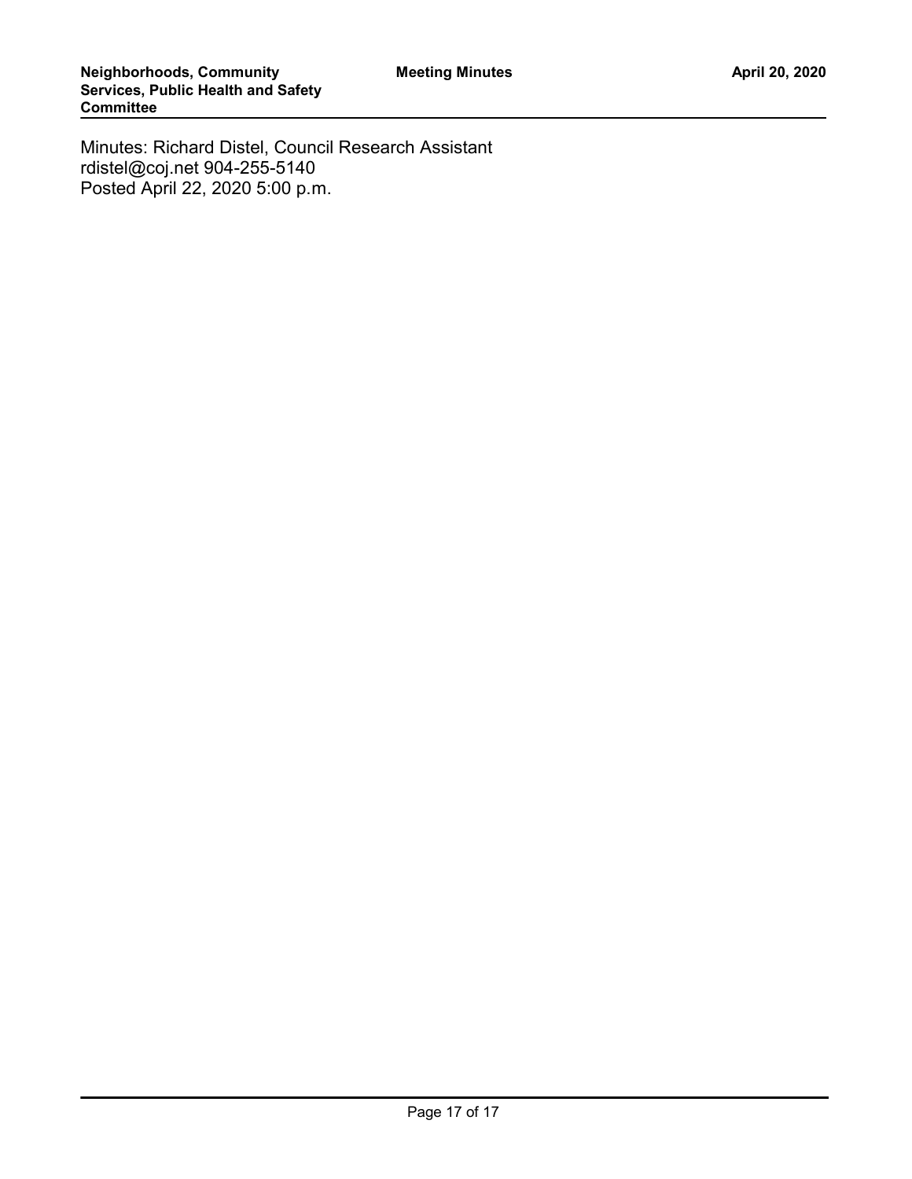Minutes: Richard Distel, Council Research Assistant
rdistel@coj.net 904-255-5140
Posted April 22, 2020 5:00 p.m.